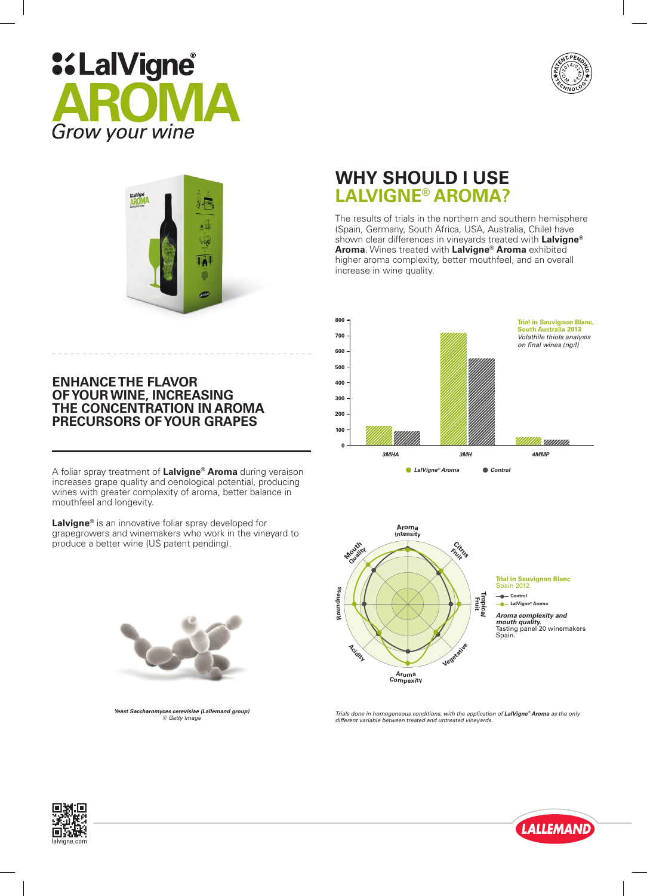# LalVigne®

# AROMA

*Grow your wine*

## WHY SHOULD I USE LALVIGNE® AROMA?

The results of trials in the northern and southern hemisphere (Spain, Germany, South Africa, USA, Australia, Chile) have shown clear differences in vineyards treated with **Lalvigne® Aroma**. Wines treated with **Lalvigne® Aroma** exhibited higher aroma complexity, better mouthfeel, and an overall increase in wine quality.

## ENHANCE THE FLAVOR OF YOUR WINE, INCREASING THE CONCENTRATION IN AROMA PRECURSORS OF YOUR GRAPES

A foliar spray treatment of **Lalvigne® Aroma** during veraison increases grape quality and oenological potential, producing wines with greater complexity of aroma, better balance in mouthfeel and longevity.

**Lalvigne®** is an innovative foliar spray developed for grapegrowers and winemakers who work in the vineyard to produce a better wine (US patent pending).

**Trial in Sauvignon Blanc, South Australia 2013**
*Volatile thiols analysis on final wines (ng/l)*

| | LalVigne® Aroma | Control |
|---|---|---|
| 3MHA | ~120 | ~90 |
| 3MH | ~720 | ~555 |
| 4MMP | ~50 | ~35 |

**Trial in Sauvignon Blanc**
Spain 2012

- Control
- LalVigne® Aroma

*Aroma complexity and mouth quality.*
Tasting panel 20 winemakers Spain.

(Axes: Aroma Intensity, Citrus Fruit, Tropical Fruit, Vegetative, Aroma Compexity, Acidity, Roundness, Mouth Quality)

***Yeast Saccharomyces cerevisiae (Lallemand group)***
*© Getty Image*

*Trials done in homogeneous conditions, with the application of **LalVigne® Aroma** as the only different variable between treated and untreated vineyards.*

lalvigne.com

LALLEMAND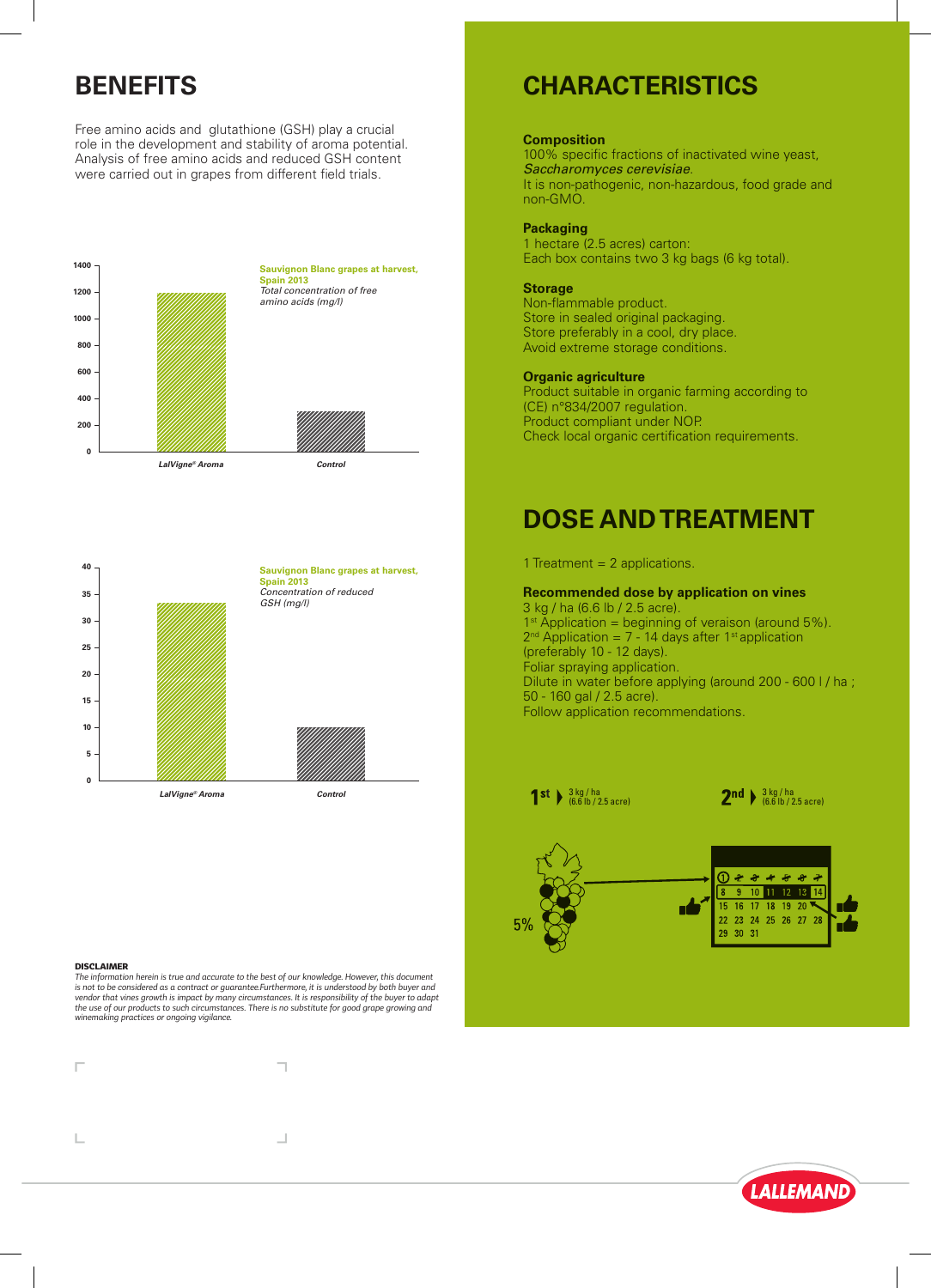# BENEFITS

Free amino acids and glutathione (GSH) play a crucial role in the development and stability of aroma potential. Analysis of free amino acids and reduced GSH content were carried out in grapes from different field trials.

**Sauvignon Blanc grapes at harvest, Spain 2013**
*Total concentration of free amino acids (mg/l)*

1400
1200
1000
800
600
400
200
0

*LalVigne® Aroma*
*Control*

**Sauvignon Blanc grapes at harvest, Spain 2013**
*Concentration of reduced GSH (mg/l)*

40
35
30
25
20
15
10
5
0

*LalVigne® Aroma*
*Control*

**DISCLAIMER**

*The information herein is true and accurate to the best of our knowledge. However, this document is not to be considered as a contract or guarantee.Furthermore, it is understood by both buyer and vendor that vines growth is impact by many circumstances. It is responsibility of the buyer to adapt the use of our products to such circumstances. There is no substitute for good grape growing and winemaking practices or ongoing vigilance.*

# CHARACTERISTICS

**Composition**
100% specific fractions of inactivated wine yeast, *Saccharomyces cerevisiae*.
It is non-pathogenic, non-hazardous, food grade and non-GMO.

**Packaging**
1 hectare (2.5 acres) carton:
Each box contains two 3 kg bags (6 kg total).

**Storage**
Non-flammable product.
Store in sealed original packaging.
Store preferably in a cool, dry place.
Avoid extreme storage conditions.

**Organic agriculture**
Product suitable in organic farming according to (CE) n°834/2007 regulation.
Product compliant under NOP.
Check local organic certification requirements.

# DOSE AND TREATMENT

1 Treatment = 2 applications.

**Recommended dose by application on vines**
3 kg / ha (6.6 lb / 2.5 acre).
1st Application = beginning of veraison (around 5%).
2nd Application = 7 - 14 days after 1st application (preferably 10 - 12 days).
Foliar spraying application.
Dilute in water before applying (around 200 - 600 l / ha ; 50 - 160 gal / 2.5 acre).
Follow application recommendations.

1st ▶ 3 kg / ha (6.6 lb / 2.5 acre)
2nd ▶ 3 kg / ha (6.6 lb / 2.5 acre)

5%

1
8 9 10 11 12 13 14
15 16 17 18 19 20
22 23 24 25 26 27 28
29 30 31

LALLEMAND